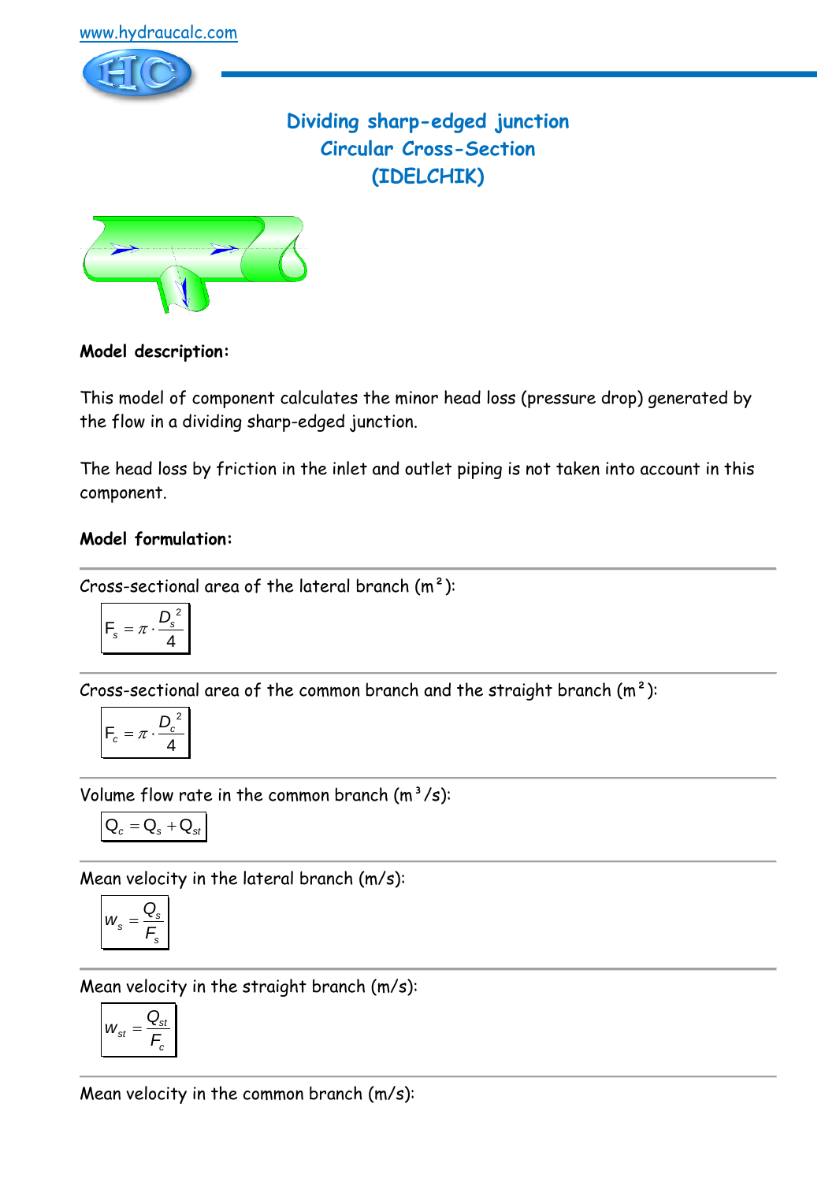www.hydraucalc.com

# Dividing sharp-edged junction
## Circular Cross-Section
## (IDELCHIK)

**Model description:**

This model of component calculates the minor head loss (pressure drop) generated by the flow in a dividing sharp-edged junction.

The head loss by friction in the inlet and outlet piping is not taken into account in this component.

**Model formulation:**

---

Cross-sectional area of the lateral branch (m²):

$$F_s = \pi \cdot \frac{D_s^2}{4}$$

---

Cross-sectional area of the common branch and the straight branch (m²):

$$F_c = \pi \cdot \frac{D_c^2}{4}$$

---

Volume flow rate in the common branch (m³/s):

$$Q_c = Q_s + Q_{st}$$

---

Mean velocity in the lateral branch (m/s):

$$w_s = \frac{Q_s}{F_s}$$

---

Mean velocity in the straight branch (m/s):

$$w_{st} = \frac{Q_{st}}{F_c}$$

---

Mean velocity in the common branch (m/s):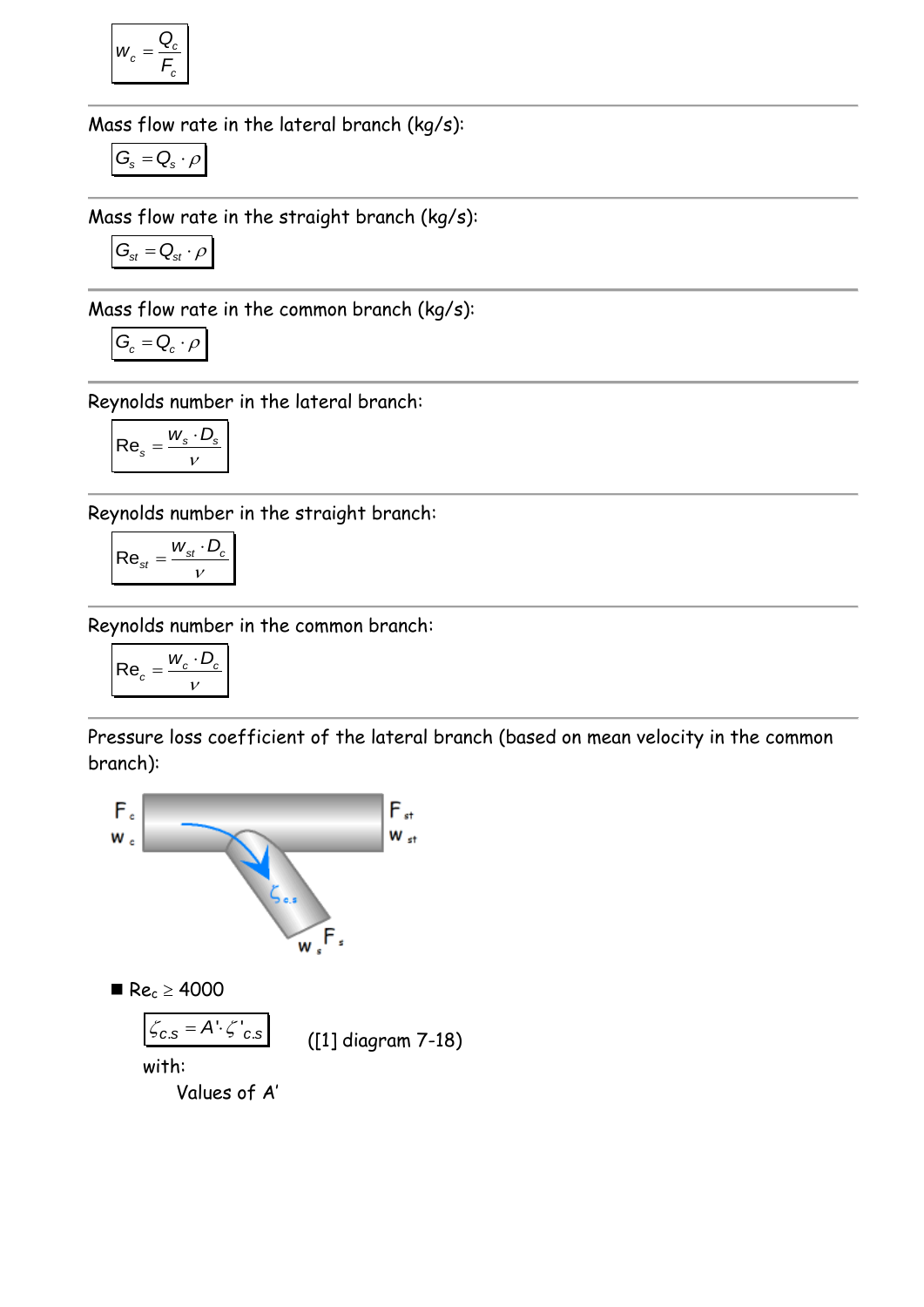$$w_c = \frac{Q_c}{F_c}$$

Mass flow rate in the lateral branch (kg/s):

$$G_s = Q_s \cdot \rho$$

Mass flow rate in the straight branch (kg/s):

$$G_{st} = Q_{st} \cdot \rho$$

Mass flow rate in the common branch (kg/s):

$$G_c = Q_c \cdot \rho$$

Reynolds number in the lateral branch:

$$\mathrm{Re}_s = \frac{w_s \cdot D_s}{\nu}$$

Reynolds number in the straight branch:

$$\mathrm{Re}_{st} = \frac{w_{st} \cdot D_c}{\nu}$$

Reynolds number in the common branch:

$$\mathrm{Re}_c = \frac{w_c \cdot D_c}{\nu}$$

Pressure loss coefficient of the lateral branch (based on mean velocity in the common branch):

- $\mathrm{Re}_c \geq 4000$

$$\zeta_{c.s} = A' \cdot \zeta'_{c.s}$$

([1] diagram 7-18)

with:

Values of $A'$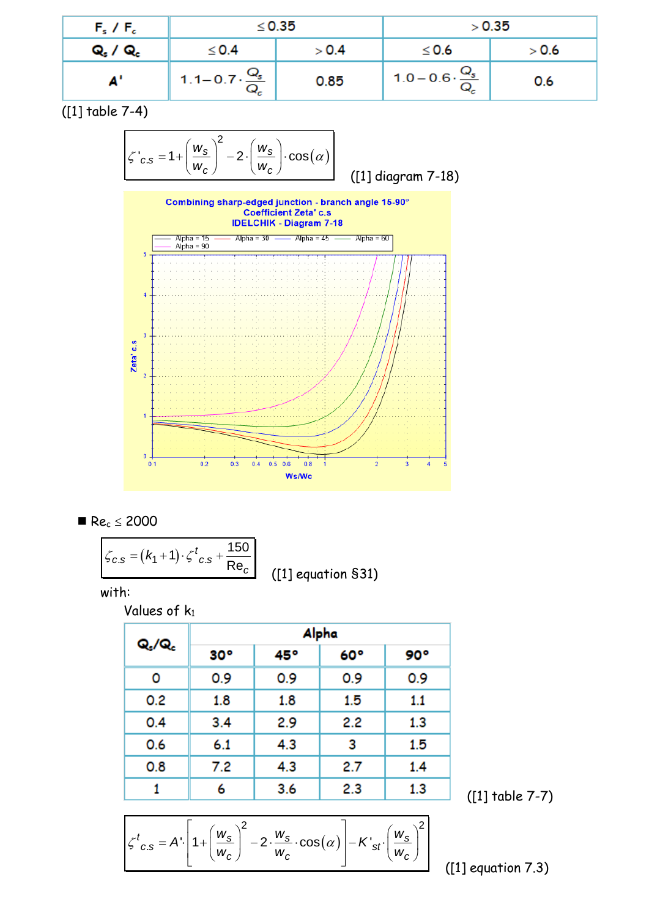| $F_s$ / $F_c$ | ≤ 0.35 | | > 0.35 | |
|---|---|---|---|---|
| $Q_s$ / $Q_c$ | ≤ 0.4 | > 0.4 | ≤ 0.6 | > 0.6 |
| A' | $1.1 - 0.7 \cdot \frac{Q_s}{Q_c}$ | 0.85 | $1.0 - 0.6 \cdot \frac{Q_s}{Q_c}$ | 0.6 |

([1] table 7-4)

$$\zeta'_{c.s} = 1 + \left(\frac{w_s}{w_c}\right)^2 - 2 \cdot \left(\frac{w_s}{w_c}\right) \cdot \cos(\alpha)$$

([1] diagram 7-18)

Combining sharp-edged junction - branch angle 15-90°
Coefficient Zeta' c.s
IDELCHIK - Diagram 7-18

- **Re$_c$ ≤ 2000**

$$\zeta_{c.s} = (k_1 + 1) \cdot \zeta^t{}_{c.s} + \frac{150}{\mathrm{Re}_c}$$

([1] equation §31)

with:

Values of $k_1$

| $Q_s/Q_c$ | Alpha | | | |
|---|---|---|---|---|
| | 30° | 45° | 60° | 90° |
| 0 | 0.9 | 0.9 | 0.9 | 0.9 |
| 0.2 | 1.8 | 1.8 | 1.5 | 1.1 |
| 0.4 | 3.4 | 2.9 | 2.2 | 1.3 |
| 0.6 | 6.1 | 4.3 | 3 | 1.5 |
| 0.8 | 7.2 | 4.3 | 2.7 | 1.4 |
| 1 | 6 | 3.6 | 2.3 | 1.3 |

([1] table 7-7)

$$\zeta^t{}_{c.s} = A' \cdot \left[1 + \left(\frac{w_s}{w_c}\right)^2 - 2 \cdot \frac{w_s}{w_c} \cdot \cos(\alpha)\right] - K'_{st} \cdot \left(\frac{w_s}{w_c}\right)^2$$

([1] equation 7.3)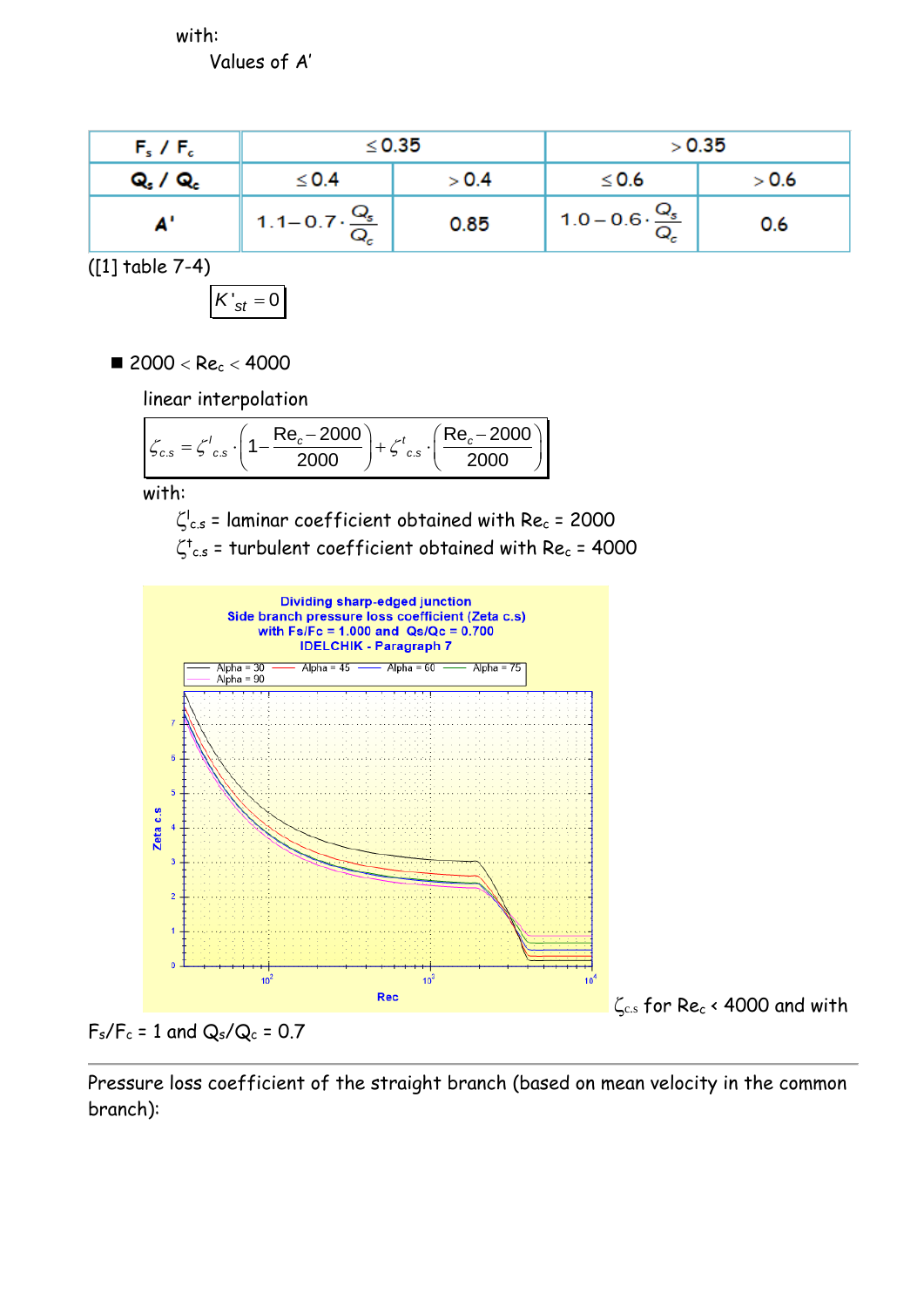with:

Values of A'

| $F_s$ / $F_c$ | $\leq 0.35$ | | $> 0.35$ | |
|---|---|---|---|---|
| $Q_s$ / $Q_c$ | $\leq 0.4$ | $> 0.4$ | $\leq 0.6$ | $> 0.6$ |
| A' | $1.1 - 0.7 \cdot \frac{Q_s}{Q_c}$ | 0.85 | $1.0 - 0.6 \cdot \frac{Q_s}{Q_c}$ | 0.6 |

([1] table 7-4)

$$K'_{st} = 0$$

- $2000 < Re_c < 4000$

linear interpolation

$$\zeta_{c.s} = \zeta^{l}_{c.s} \cdot \left(1 - \frac{Re_c - 2000}{2000}\right) + \zeta^{t}_{c.s} \cdot \left(\frac{Re_c - 2000}{2000}\right)$$

with:

$\zeta^{l}_{c.s}$ = laminar coefficient obtained with $Re_c$ = 2000

$\zeta^{t}_{c.s}$ = turbulent coefficient obtained with $Re_c$ = 4000

$\zeta_{c.s}$ for $Re_c$ < 4000 and with $F_s/F_c$ = 1 and $Q_s/Q_c$ = 0.7

---

Pressure loss coefficient of the straight branch (based on mean velocity in the common branch):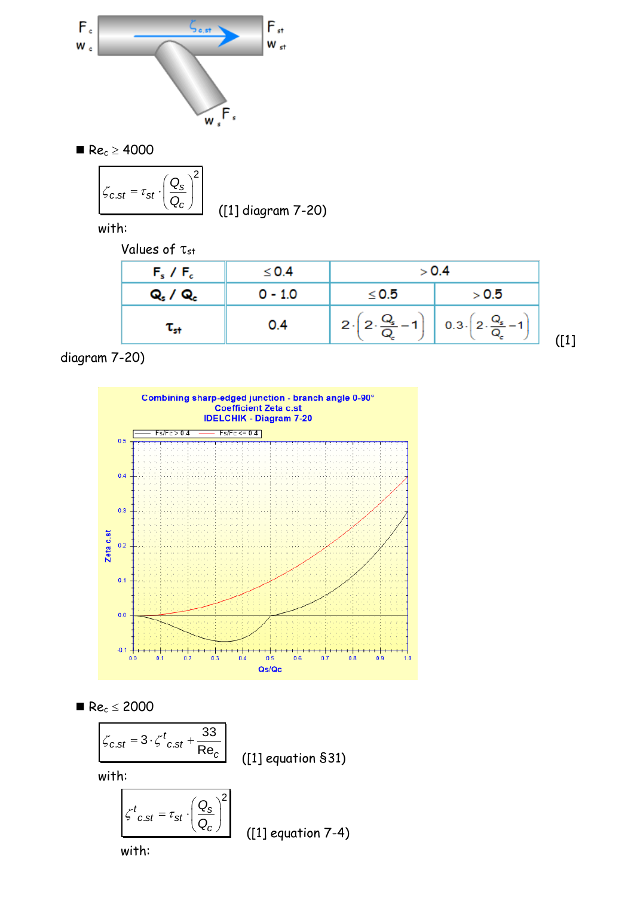■ $Re_c \geq 4000$

$$\zeta_{c.st} = \tau_{st} \cdot \left(\frac{Q_s}{Q_c}\right)^2$$

([1] diagram 7-20)

with:

Values of $\tau_{st}$

| $F_s / F_c$ | $\leq 0.4$ | $> 0.4$ | |
|---|---|---|---|
| $Q_s / Q_c$ | 0 - 1.0 | $\leq 0.5$ | $> 0.5$ |
| $\tau_{st}$ | 0.4 | $2 \cdot \left(2 \cdot \frac{Q_s}{Q_c} - 1\right)$ | $0.3 \cdot \left(2 \cdot \frac{Q_s}{Q_c} - 1\right)$ |

([1] diagram 7-20)

■ $Re_c \leq 2000$

$$\zeta_{c.st} = 3 \cdot \zeta^t{}_{c.st} + \frac{33}{Re_c}$$

([1] equation §31)

with:

$$\zeta^t{}_{c.st} = \tau_{st} \cdot \left(\frac{Q_s}{Q_c}\right)^2$$

([1] equation 7-4)

with: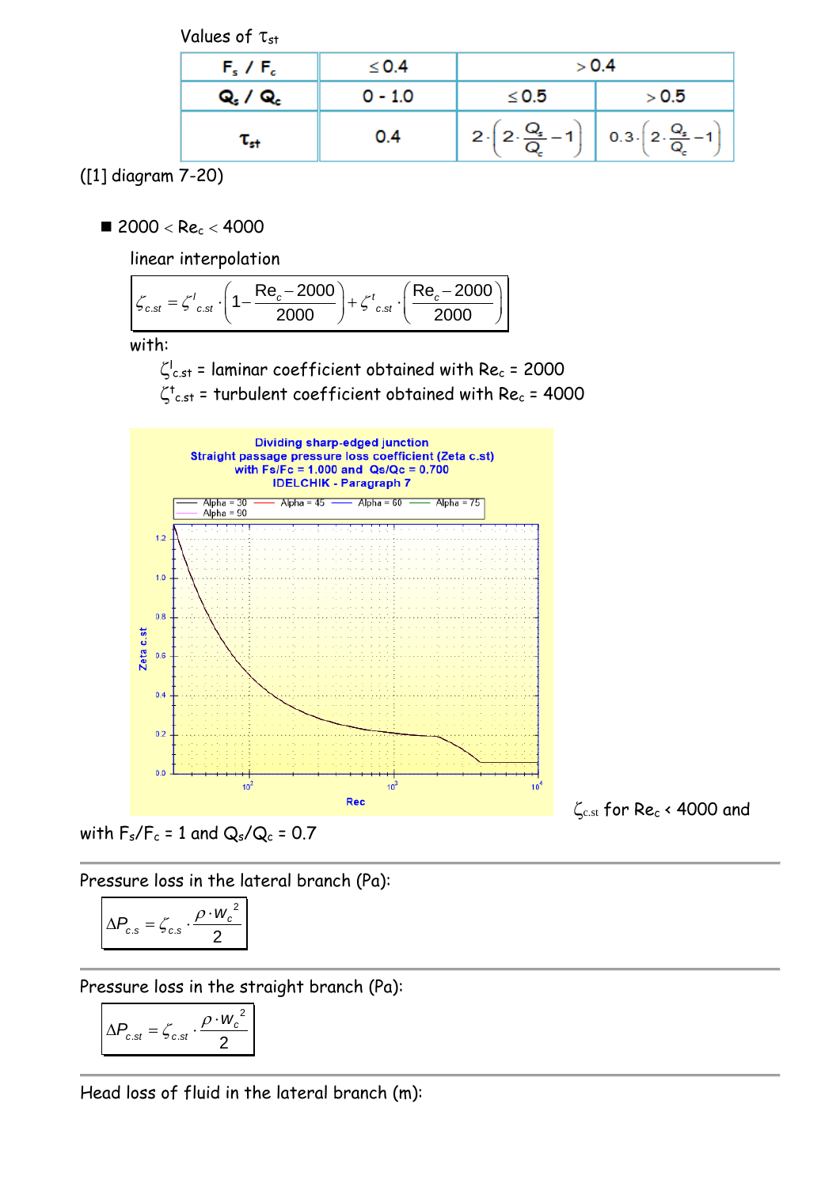Values of $\tau_{st}$

| $F_s$ / $F_c$ | ≤ 0.4 | > 0.4 | |
|---|---|---|---|
| $Q_s$ / $Q_c$ | 0 - 1.0 | ≤ 0.5 | > 0.5 |
| $\tau_{st}$ | 0.4 | $2 \cdot \left(2 \cdot \frac{Q_s}{Q_c} - 1\right)$ | $0.3 \cdot \left(2 \cdot \frac{Q_s}{Q_c} - 1\right)$ |

([1] diagram 7-20)

- 2000 < $Re_c$ < 4000

  linear interpolation

$$\zeta_{c.st} = \zeta^l_{c.st} \cdot \left(1 - \frac{Re_c - 2000}{2000}\right) + \zeta^t_{c.st} \cdot \left(\frac{Re_c - 2000}{2000}\right)$$

with:

$\zeta^l_{c.st}$ = laminar coefficient obtained with $Re_c$ = 2000

$\zeta^t_{c.st}$ = turbulent coefficient obtained with $Re_c$ = 4000

Dividing sharp-edged junction
Straight passage pressure loss coefficient (Zeta c.st)
with Fs/Fc = 1.000 and Qs/Qc = 0.700
IDELCHIK - Paragraph 7

$\zeta_{c.st}$ for $Re_c$ < 4000 and with $F_s/F_c$ = 1 and $Q_s/Q_c$ = 0.7

Pressure loss in the lateral branch (Pa):

$$\Delta P_{c.s} = \zeta_{c.s} \cdot \frac{\rho \cdot w_c^{\,2}}{2}$$

Pressure loss in the straight branch (Pa):

$$\Delta P_{c.st} = \zeta_{c.st} \cdot \frac{\rho \cdot w_c^{\,2}}{2}$$

Head loss of fluid in the lateral branch (m):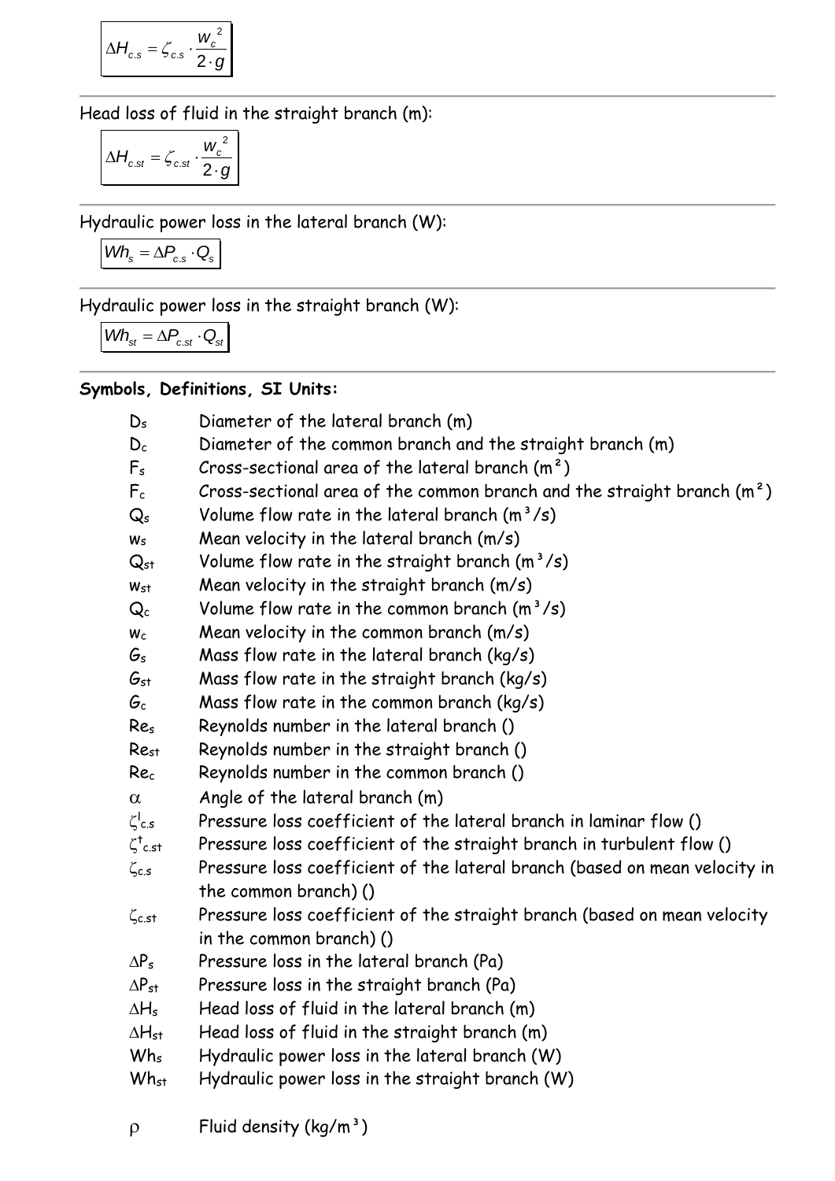$$\Delta H_{c.s} = \zeta_{c.s} \cdot \frac{w_c^2}{2 \cdot g}$$

Head loss of fluid in the straight branch (m):

$$\Delta H_{c.st} = \zeta_{c.st} \cdot \frac{w_c^2}{2 \cdot g}$$

Hydraulic power loss in the lateral branch (W):

$$Wh_s = \Delta P_{c.s} \cdot Q_s$$

Hydraulic power loss in the straight branch (W):

$$Wh_{st} = \Delta P_{c.st} \cdot Q_{st}$$

**Symbols, Definitions, SI Units:**

- $D_s$ Diameter of the lateral branch (m)
- $D_c$ Diameter of the common branch and the straight branch (m)
- $F_s$ Cross-sectional area of the lateral branch (m²)
- $F_c$ Cross-sectional area of the common branch and the straight branch (m²)
- $Q_s$ Volume flow rate in the lateral branch (m³/s)
- $w_s$ Mean velocity in the lateral branch (m/s)
- $Q_{st}$ Volume flow rate in the straight branch (m³/s)
- $w_{st}$ Mean velocity in the straight branch (m/s)
- $Q_c$ Volume flow rate in the common branch (m³/s)
- $w_c$ Mean velocity in the common branch (m/s)
- $G_s$ Mass flow rate in the lateral branch (kg/s)
- $G_{st}$ Mass flow rate in the straight branch (kg/s)
- $G_c$ Mass flow rate in the common branch (kg/s)
- $Re_s$ Reynolds number in the lateral branch ()
- $Re_{st}$ Reynolds number in the straight branch ()
- $Re_c$ Reynolds number in the common branch ()
- $\alpha$ Angle of the lateral branch (m)
- $\zeta^{l}_{c.s}$ Pressure loss coefficient of the lateral branch in laminar flow ()
- $\zeta^{t}_{c.st}$ Pressure loss coefficient of the straight branch in turbulent flow ()
- $\zeta_{c.s}$ Pressure loss coefficient of the lateral branch (based on mean velocity in the common branch) ()
- $\zeta_{c.st}$ Pressure loss coefficient of the straight branch (based on mean velocity in the common branch) ()
- $\Delta P_s$ Pressure loss in the lateral branch (Pa)
- $\Delta P_{st}$ Pressure loss in the straight branch (Pa)
- $\Delta H_s$ Head loss of fluid in the lateral branch (m)
- $\Delta H_{st}$ Head loss of fluid in the straight branch (m)
- $Wh_s$ Hydraulic power loss in the lateral branch (W)
- $Wh_{st}$ Hydraulic power loss in the straight branch (W)

- $\rho$ Fluid density (kg/m³)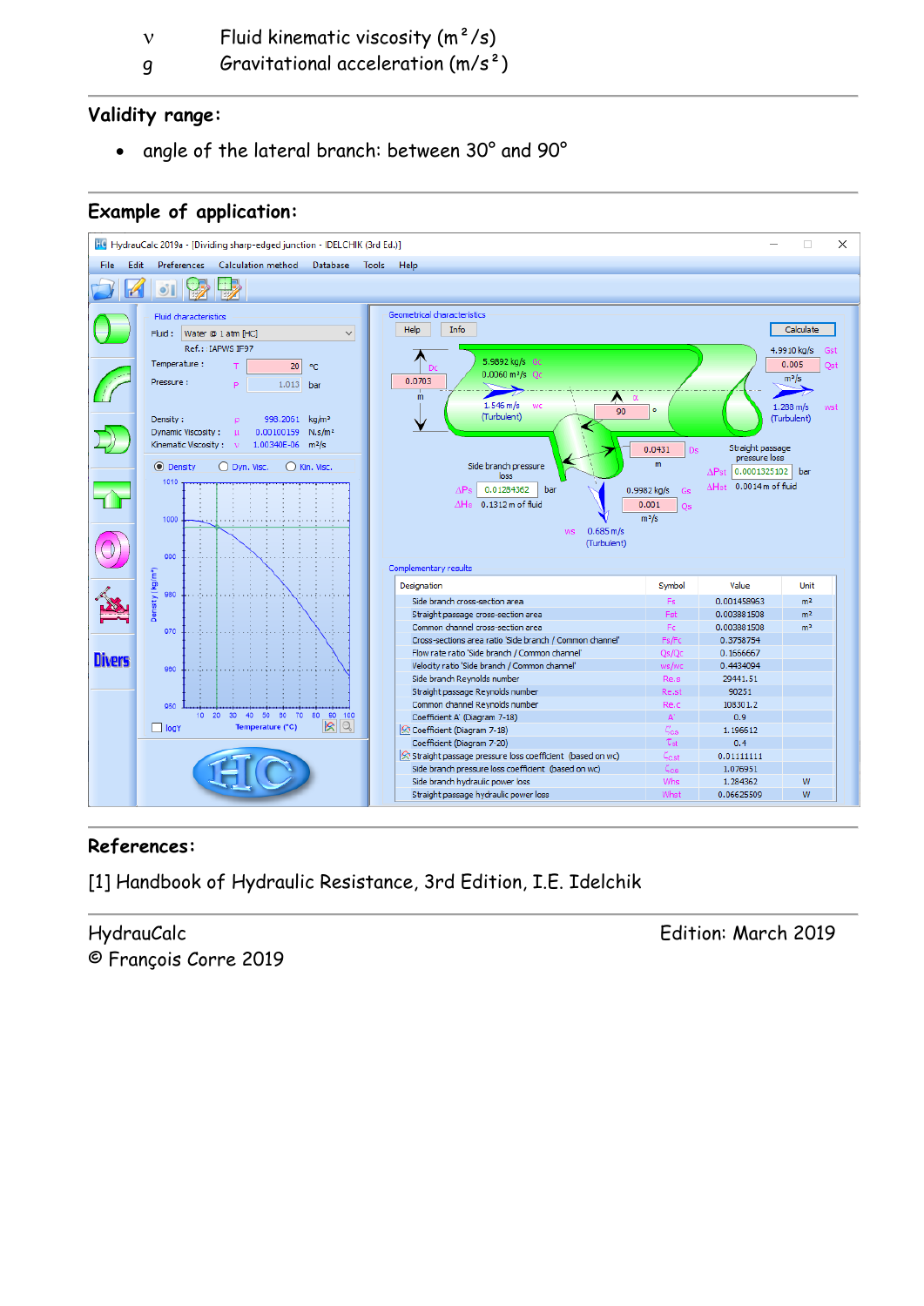| | |
|---|---|
| ν | Fluid kinematic viscosity ($m^2/s$) |
| g | Gravitational acceleration ($m/s^2$) |

## Validity range:

- angle of the lateral branch: between 30° and 90°

## Example of application:

HydrauCalc 2019a - [Dividing sharp-edged junction - IDELCHIK (3rd Ed.)]

File Edit Preferences Calculation method Database Tools Help

Fluid characteristics

Fluid : Water @ 1 atm [HC]

Ref.: IAPWS IF97

Temperature : T 20 °C

Pressure : P 1.013 bar

Density : ρ 998.2061 kg/m³

Dynamic Viscosity : μ 0.00100159 N.s/m²

Kinematic Viscosity : ν 1.00340E-06 m²/s

Density Dyn. visc. Kin. visc.

1010
1000
990
980
970
960
950
10 20 30 40 50 60 70 80 90 100
Density (kg/m³)
Temperature (°C)
logY

Geometrical characteristics

Help Info Calculate

Dc 0.0703 m

5.9892 kg/s Gc

0.0060 m³/s Qc

1.546 m/s wc (Turbulent)

α 90 °

4.9910 kg/s Gst

0.005 Qst m³/s

1.288 m/s wst (Turbulent)

0.0431 Ds m

Straight passage pressure loss

ΔPst 0.0001325102 bar

ΔHst 0.0014 m of fluid

Side branch pressure loss

ΔPs 0.01284362 bar

ΔHs 0.1312 m of fluid

0.9982 kg/s Gs

0.001 Qs m³/s

ws 0.685 m/s (Turbulent)

Complementary results

| Designation | Symbol | Value | Unit |
|---|---|---|---|
| Side branch cross-section area | Fs | 0.001458963 | m² |
| Straight passage cross-section area | Fst | 0.003881508 | m² |
| Common channel cross-section area | Fc | 0.003881508 | m² |
| Cross-sections area ratio 'Side branch / Common channel' | Fs/Fc | 0.3758754 | |
| Flow rate ratio 'Side branch / Common channel' | Qs/Qc | 0.1666667 | |
| Velocity ratio 'Side branch / Common channel' | ws/wc | 0.4434094 | |
| Side branch Reynolds number | Re.s | 29441.51 | |
| Straight passage Reynolds number | Re.st | 90251 | |
| Common channel Reynolds number | Re.c | 108301.2 | |
| Coefficient A' (Diagram 7-18) | A' | 0.9 | |
| Coefficient (Diagram 7-18) | ζ'cs | 1.196612 | |
| Coefficient (Diagram 7-20) | τst | 0.4 | |
| Straight passage pressure loss coefficient (based on wc) | ζc.st | 0.01111111 | |
| Side branch pressure loss coefficient (based on wc) | ζc.s | 1.076951 | |
| Side branch hydraulic power loss | Whs | 1.284362 | W |
| Straight passage hydraulic power loss | Whst | 0.06625509 | W |

## References:

[1] Handbook of Hydraulic Resistance, 3rd Edition, I.E. Idelchik